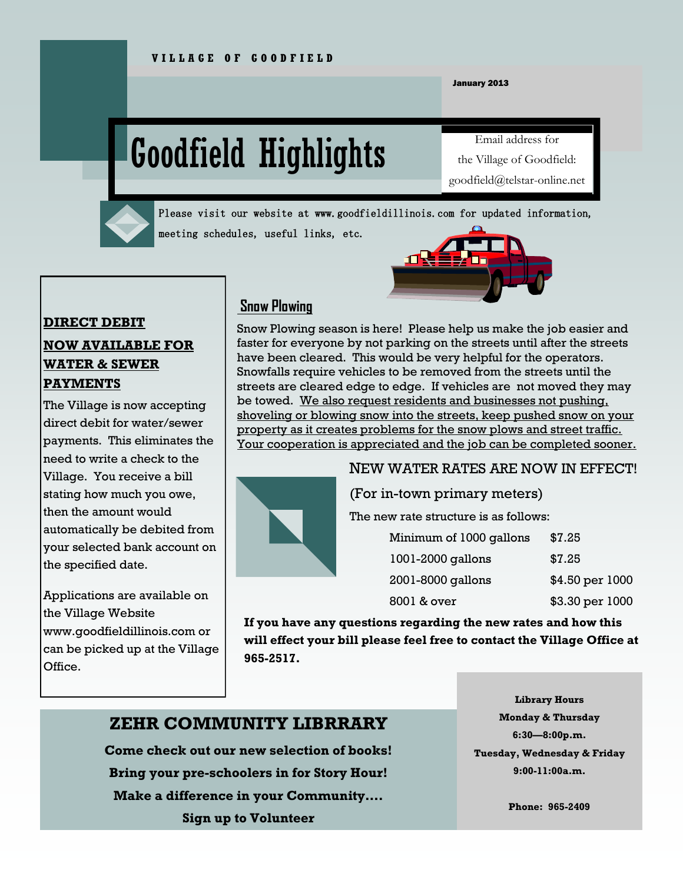VILLAGE OF GOODFIELD

January 2013

# Goodfield Highlights

Email address for the Village of Goodfield: goodfield@telstar-online.net

Please visit our website at www.goodfieldillinois.com for updated information, meeting schedules, useful links, etc.

## Snow Plowing

Snow Plowing season is here! Please help us make the job easier and faster for everyone by not parking on the streets until after the streets have been cleared. This would be very helpful for the operators. Snowfalls require vehicles to be removed from the streets until the streets are cleared edge to edge. If vehicles are not moved they may be towed. We also request residents and businesses not pushing, shoveling or blowing snow into the streets, keep pushed snow on your property as it creates problems for the snow plows and street traffic. Your cooperation is appreciated and the job can be completed sooner.

## NEW WATER RATES ARE NOW IN EFFECT!

(For in-town primary meters)

The new rate structure is as follows:

| | |
|---|---|
| Minimum of 1000 gallons | $7.25 |
| 1001-2000 gallons | $7.25 |
| 2001-8000 gallons | $4.50 per 1000 |
| 8001 & over | $3.30 per 1000 |

**If you have any questions regarding the new rates and how this will effect your bill please feel free to contact the Village Office at 965-2517.**

## DIRECT DEBIT NOW AVAILABLE FOR WATER & SEWER PAYMENTS

The Village is now accepting direct debit for water/sewer payments. This eliminates the need to write a check to the Village. You receive a bill stating how much you owe, then the amount would automatically be debited from your selected bank account on the specified date.

Applications are available on the Village Website www.goodfieldillinois.com or can be picked up at the Village Office.

## ZEHR COMMUNITY LIBRRARY

**Come check out our new selection of books!**

**Bring your pre-schoolers in for Story Hour!**

**Make a difference in your Community....**

**Sign up to Volunteer**

**Library Hours**

**Monday & Thursday**
**6:30—8:00p.m.**

**Tuesday, Wednesday & Friday**
**9:00-11:00a.m.**

**Phone: 965-2409**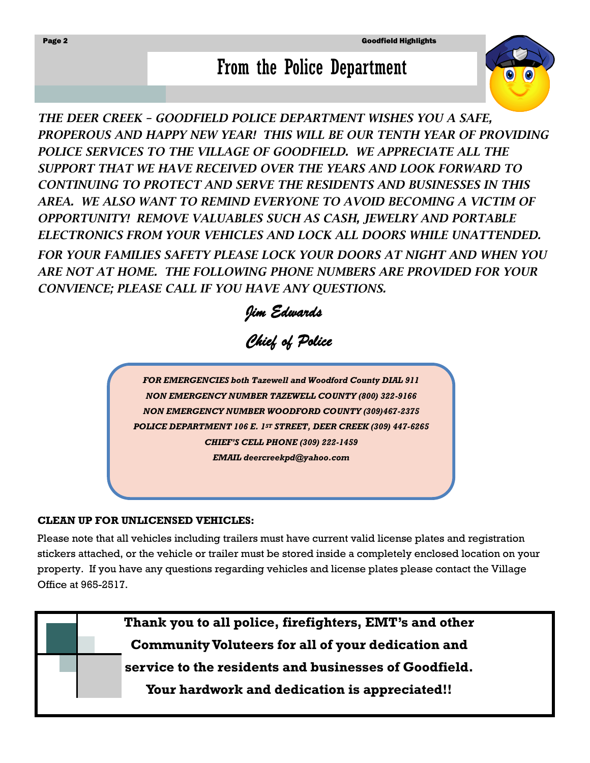# From the Police Department

*THE DEER CREEK – GOODFIELD POLICE DEPARTMENT WISHES YOU A SAFE, PROPEROUS AND HAPPY NEW YEAR! THIS WILL BE OUR TENTH YEAR OF PROVIDING POLICE SERVICES TO THE VILLAGE OF GOODFIELD. WE APPRECIATE ALL THE SUPPORT THAT WE HAVE RECEIVED OVER THE YEARS AND LOOK FORWARD TO CONTINUING TO PROTECT AND SERVE THE RESIDENTS AND BUSINESSES IN THIS AREA. WE ALSO WANT TO REMIND EVERYONE TO AVOID BECOMING A VICTIM OF OPPORTUNITY! REMOVE VALUABLES SUCH AS CASH, JEWELRY AND PORTABLE ELECTRONICS FROM YOUR VEHICLES AND LOCK ALL DOORS WHILE UNATTENDED. FOR YOUR FAMILIES SAFETY PLEASE LOCK YOUR DOORS AT NIGHT AND WHEN YOU ARE NOT AT HOME. THE FOLLOWING PHONE NUMBERS ARE PROVIDED FOR YOUR CONVIENCE; PLEASE CALL IF YOU HAVE ANY QUESTIONS.*

*Jim Edwards*

*Chief of Police*

***FOR EMERGENCIES both Tazewell and Woodford County DIAL 911***

***NON EMERGENCY NUMBER TAZEWELL COUNTY (800) 322-9166***

***NON EMERGENCY NUMBER WOODFORD COUNTY (309)467-2375***

***POLICE DEPARTMENT 106 E. 1ST STREET, DEER CREEK (309) 447-6265***

***CHIEF'S CELL PHONE (309) 222-1459***

***EMAIL deercreekpd@yahoo.com***

**CLEAN UP FOR UNLICENSED VEHICLES:**

Please note that all vehicles including trailers must have current valid license plates and registration stickers attached, or the vehicle or trailer must be stored inside a completely enclosed location on your property. If you have any questions regarding vehicles and license plates please contact the Village Office at 965-2517.

**Thank you to all police, firefighters, EMT's and other Community Voluteers for all of your dedication and service to the residents and businesses of Goodfield. Your hardwork and dedication is appreciated!!**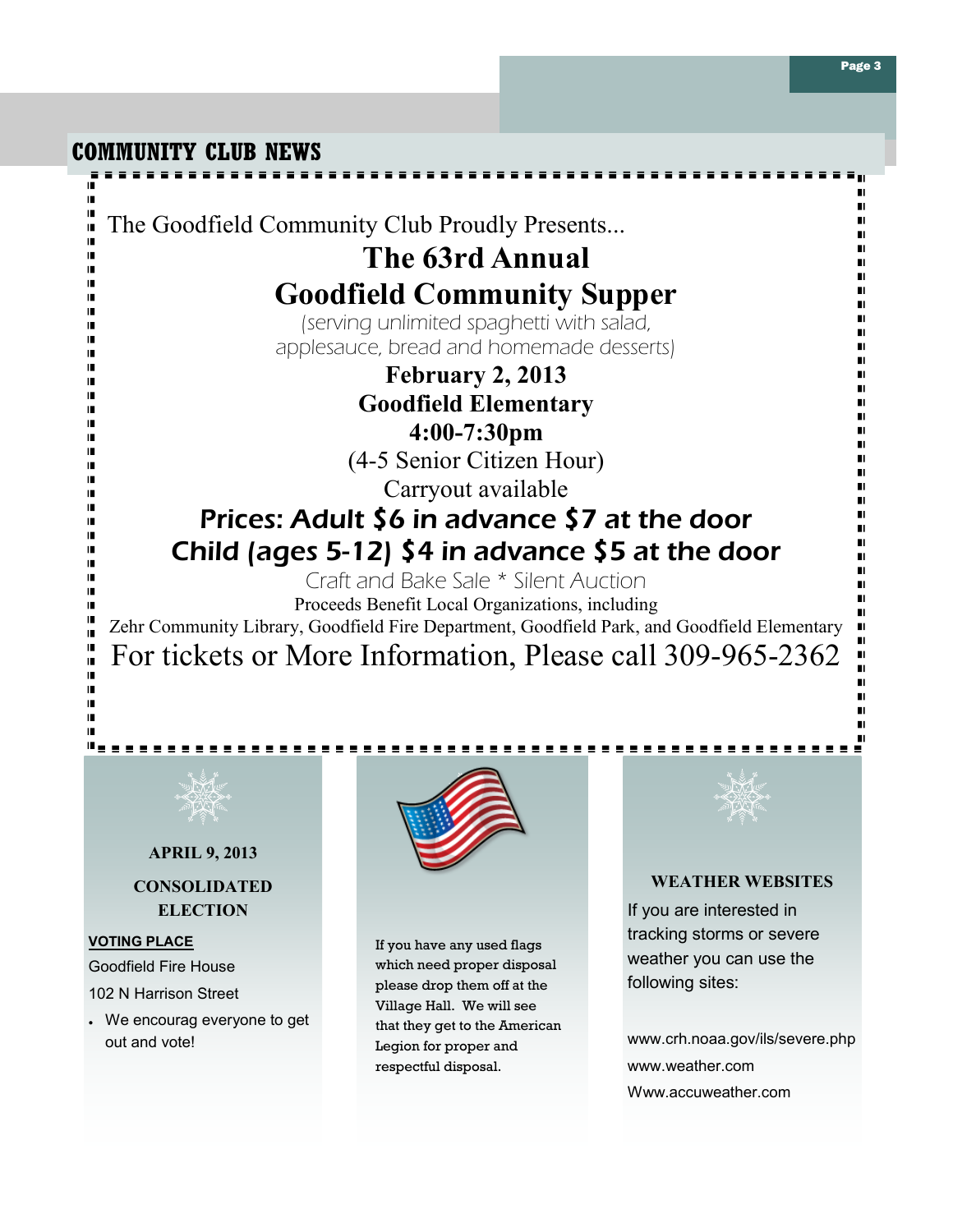## COMMUNITY CLUB NEWS

The Goodfield Community Club Proudly Presents...

**The 63rd Annual**

**Goodfield Community Supper**

(serving unlimited spaghetti with salad, applesauce, bread and homemade desserts)

**February 2, 2013**

**Goodfield Elementary**

**4:00-7:30pm**

(4-5 Senior Citizen Hour)

Carryout available

**Prices: Adult $6 in advance $7 at the door**

**Child (ages 5-12) $4 in advance $5 at the door**

Craft and Bake Sale * Silent Auction

Proceeds Benefit Local Organizations, including

Zehr Community Library, Goodfield Fire Department, Goodfield Park, and Goodfield Elementary

For tickets or More Information, Please call 309-965-2362

**APRIL 9, 2013**

**CONSOLIDATED ELECTION**

**VOTING PLACE**

Goodfield Fire House

102 N Harrison Street

- We encourag everyone to get out and vote!

If you have any used flags which need proper disposal please drop them off at the Village Hall. We will see that they get to the American Legion for proper and respectful disposal.

**WEATHER WEBSITES**

If you are interested in tracking storms or severe weather you can use the following sites:

www.crh.noaa.gov/ils/severe.php

www.weather.com

Www.accuweather.com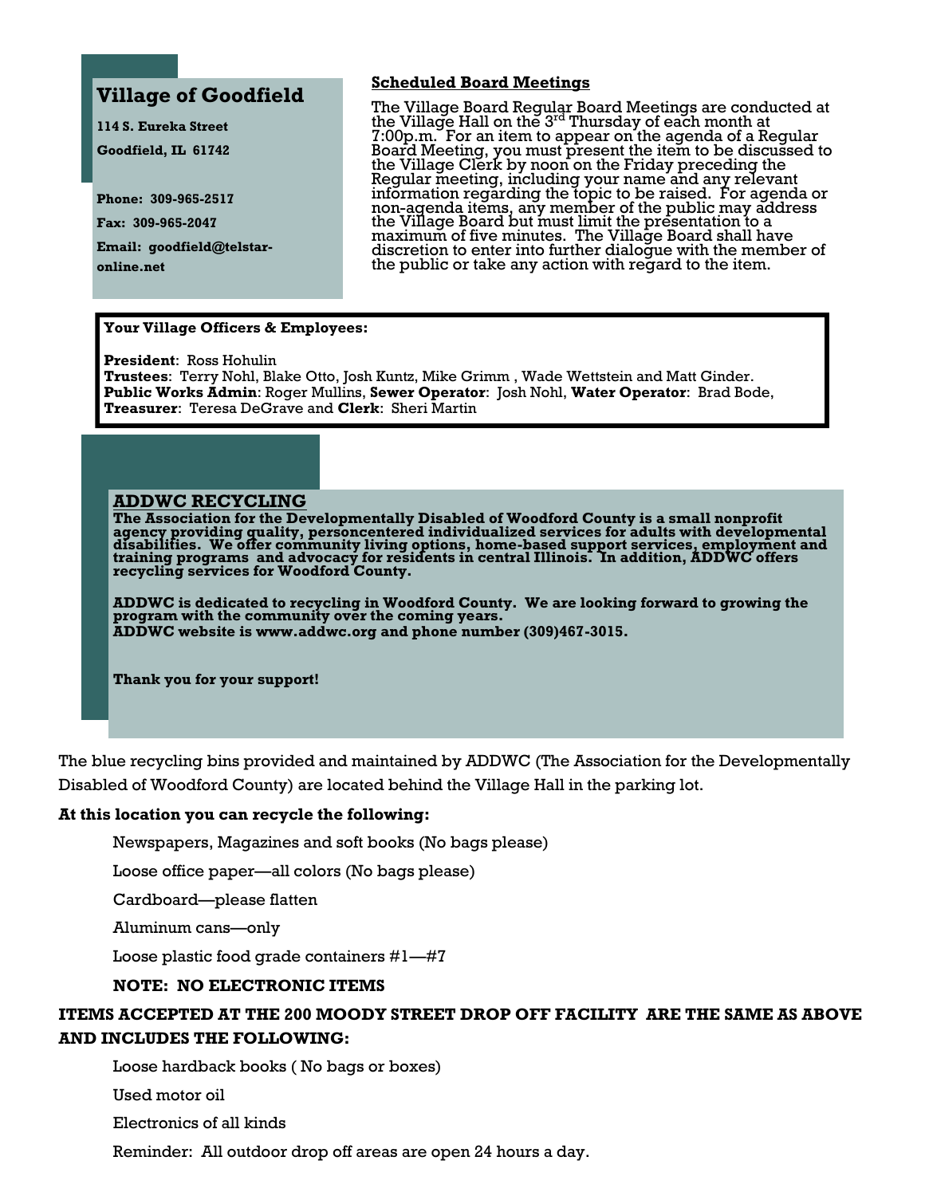## Village of Goodfield

**114 S. Eureka Street**

**Goodfield, IL 61742**

**Phone: 309-965-2517**

**Fax: 309-965-2047**

**Email: goodfield@telstar-online.net**

### Scheduled Board Meetings

The Village Board Regular Board Meetings are conducted at the Village Hall on the 3rd Thursday of each month at 7:00p.m. For an item to appear on the agenda of a Regular Board Meeting, you must present the item to be discussed to the Village Clerk by noon on the Friday preceding the Regular meeting, including your name and any relevant information regarding the topic to be raised. For agenda or non-agenda items, any member of the public may address the Village Board but must limit the presentation to a maximum of five minutes. The Village Board shall have discretion to enter into further dialogue with the member of the public or take any action with regard to the item.

**Your Village Officers & Employees:**

**President**: Ross Hohulin
**Trustees**: Terry Nohl, Blake Otto, Josh Kuntz, Mike Grimm , Wade Wettstein and Matt Ginder.
**Public Works Admin**: Roger Mullins, **Sewer Operator**: Josh Nohl, **Water Operator**: Brad Bode,
**Treasurer**: Teresa DeGrave and **Clerk**: Sheri Martin

### ADDWC RECYCLING

**The Association for the Developmentally Disabled of Woodford County is a small nonprofit agency providing quality, personcentered individualized services for adults with developmental disabilities. We offer community living options, home-based support services, employment and training programs and advocacy for residents in central Illinois. In addition, ADDWC offers recycling services for Woodford County.**

**ADDWC is dedicated to recycling in Woodford County. We are looking forward to growing the program with the community over the coming years.**
**ADDWC website is www.addwc.org and phone number (309)467-3015.**

**Thank you for your support!**

The blue recycling bins provided and maintained by ADDWC (The Association for the Developmentally Disabled of Woodford County) are located behind the Village Hall in the parking lot.

**At this location you can recycle the following:**

- Newspapers, Magazines and soft books (No bags please)
- Loose office paper—all colors (No bags please)
- Cardboard—please flatten
- Aluminum cans—only
- Loose plastic food grade containers #1—#7

**NOTE: NO ELECTRONIC ITEMS**

**ITEMS ACCEPTED AT THE 200 MOODY STREET DROP OFF FACILITY ARE THE SAME AS ABOVE AND INCLUDES THE FOLLOWING:**

- Loose hardback books ( No bags or boxes)
- Used motor oil
- Electronics of all kinds

Reminder: All outdoor drop off areas are open 24 hours a day.